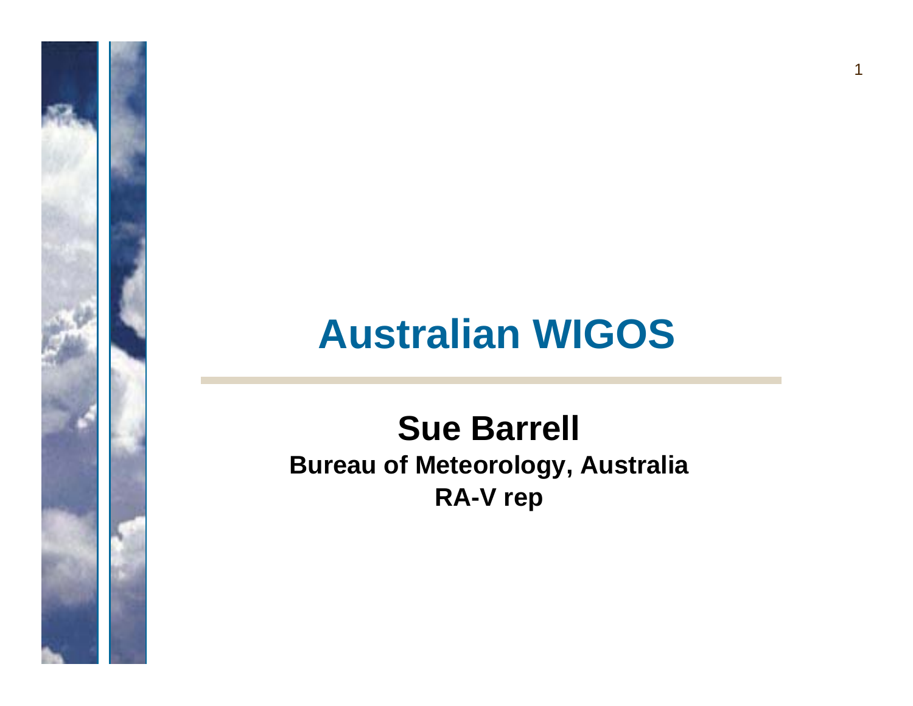# Australian WIGOS

**Sue Barrell**

**Bureau of Meteorology, Australia**

**RA-V rep**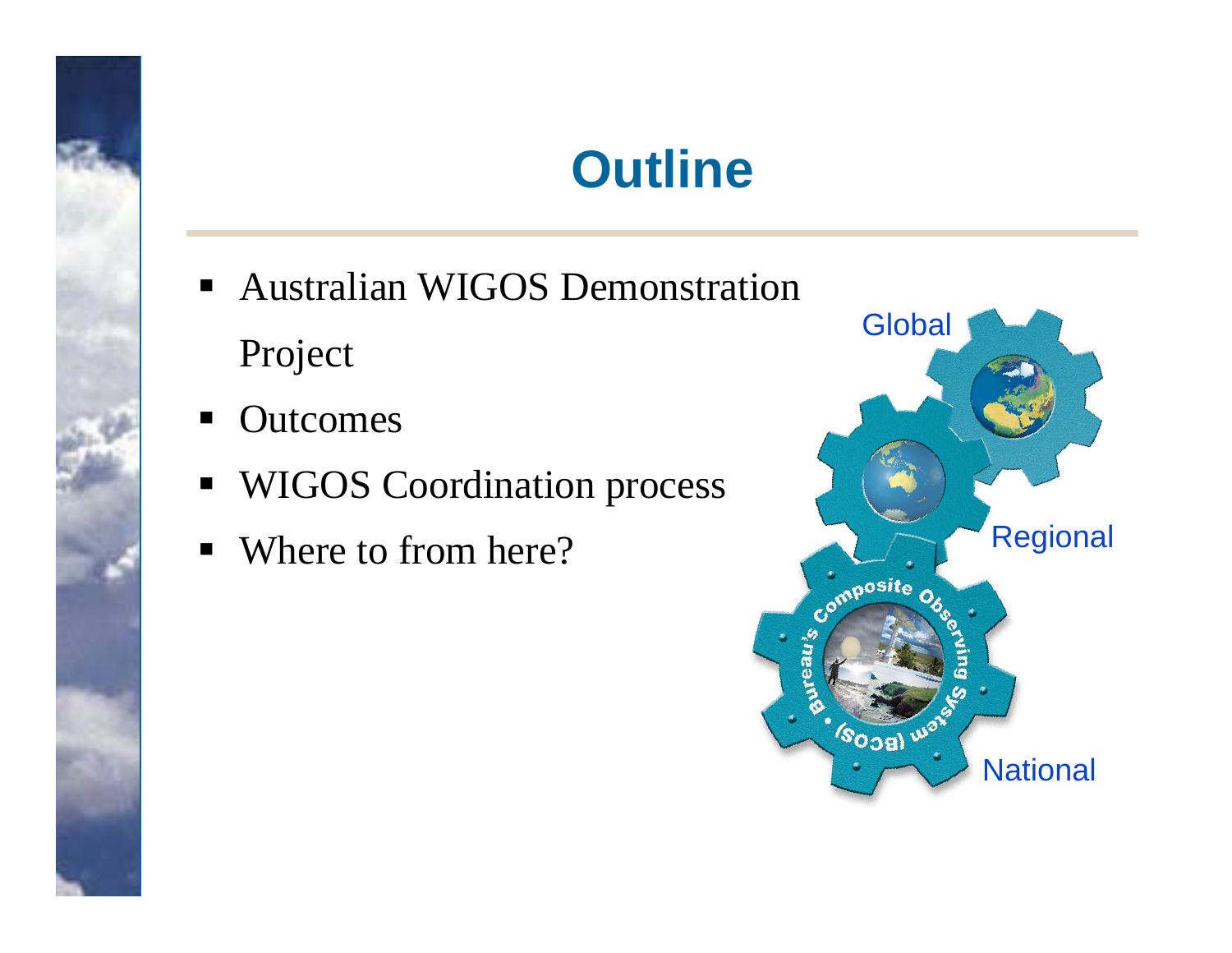# Outline

- Australian WIGOS Demonstration Project
- Outcomes
- WIGOS Coordination process
- Where to from here?

Global

Regional

National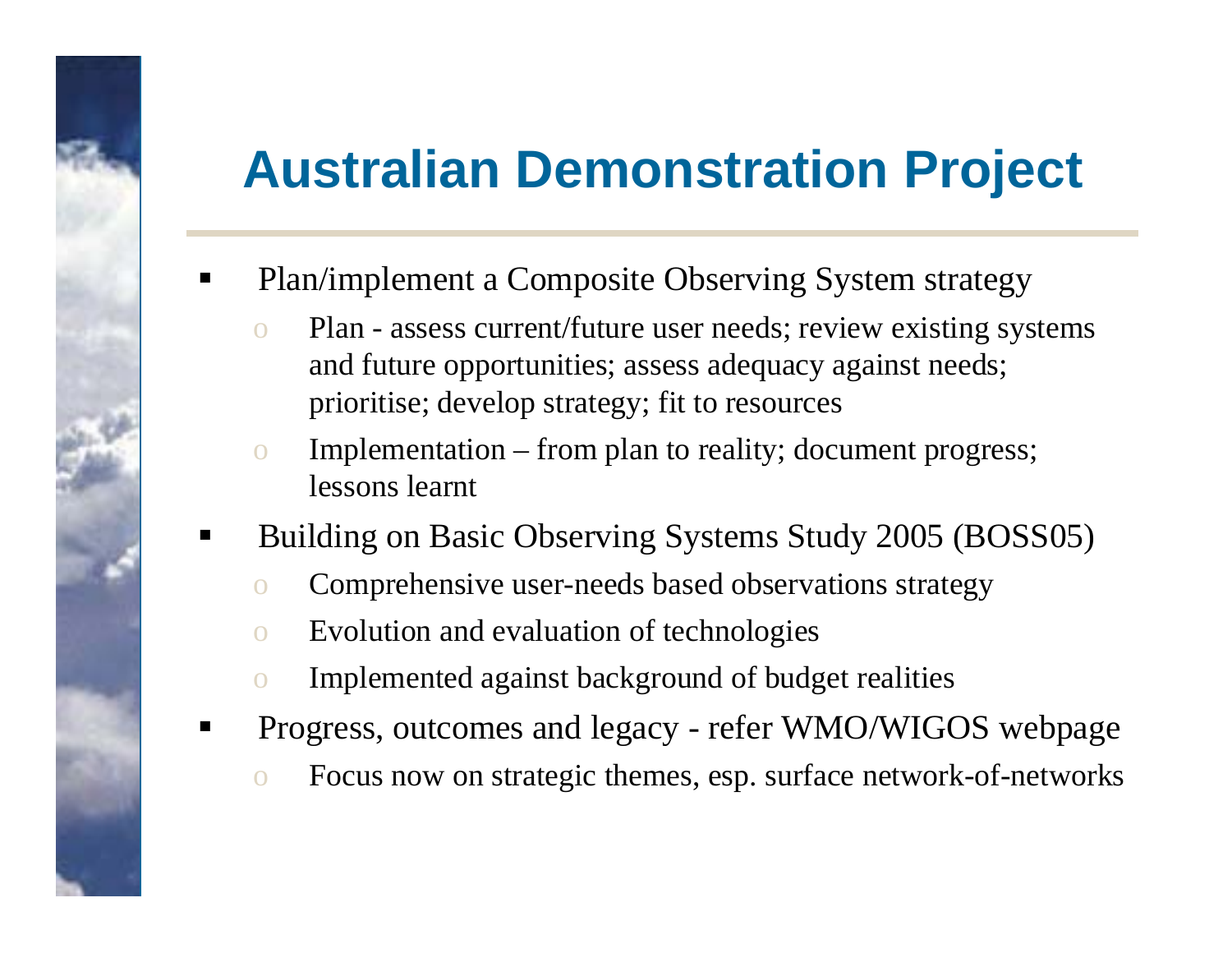# Australian Demonstration Project

- Plan/implement a Composite Observing System strategy
  - Plan - assess current/future user needs; review existing systems and future opportunities; assess adequacy against needs; prioritise; develop strategy; fit to resources
  - Implementation – from plan to reality; document progress; lessons learnt
- Building on Basic Observing Systems Study 2005 (BOSS05)
  - Comprehensive user-needs based observations strategy
  - Evolution and evaluation of technologies
  - Implemented against background of budget realities
- Progress, outcomes and legacy - refer WMO/WIGOS webpage
  - Focus now on strategic themes, esp. surface network-of-networks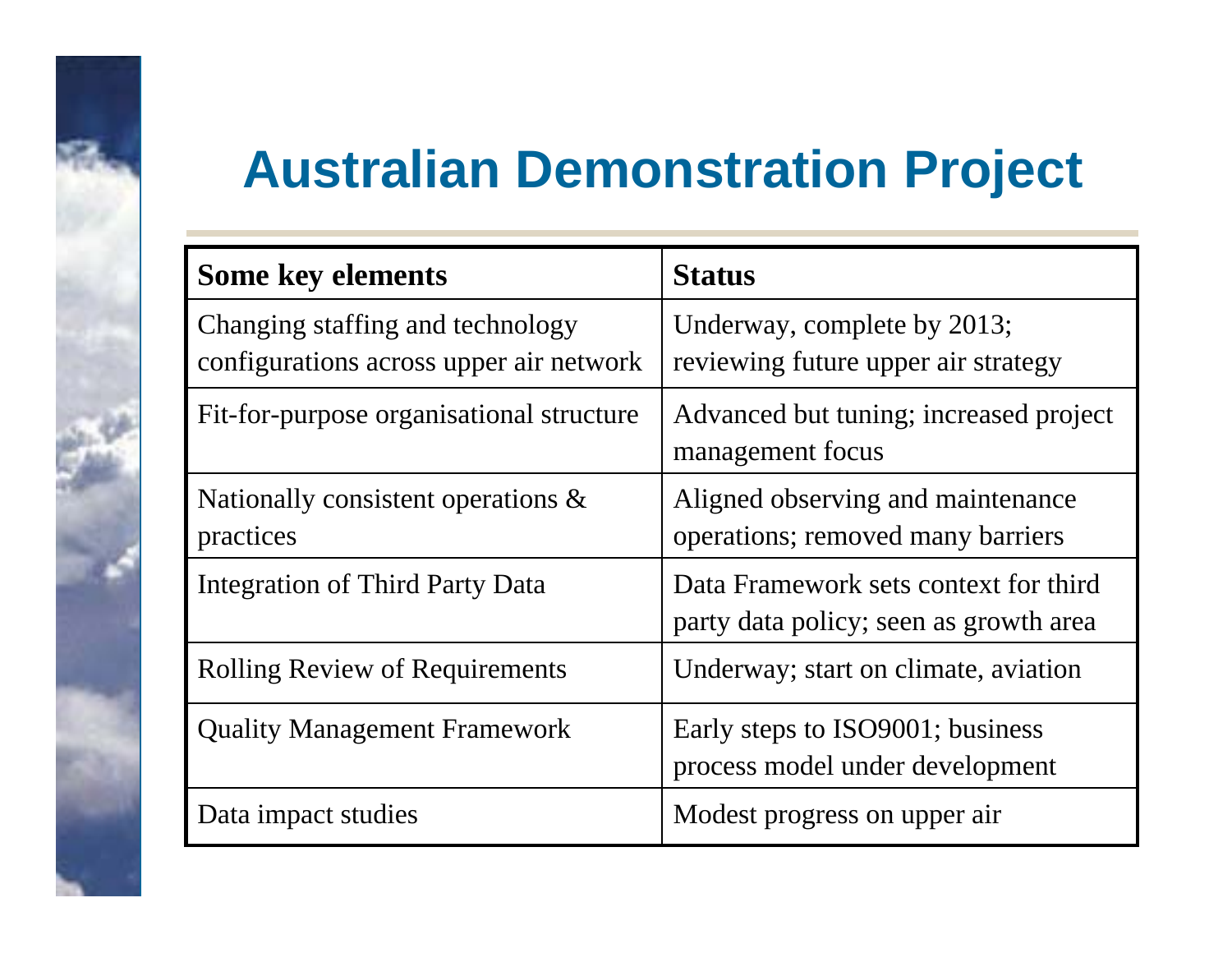# Australian Demonstration Project

| Some key elements | Status |
|---|---|
| Changing staffing and technology configurations across upper air network | Underway, complete by 2013; reviewing future upper air strategy |
| Fit-for-purpose organisational structure | Advanced but tuning; increased project management focus |
| Nationally consistent operations & practices | Aligned observing and maintenance operations; removed many barriers |
| Integration of Third Party Data | Data Framework sets context for third party data policy; seen as growth area |
| Rolling Review of Requirements | Underway; start on climate, aviation |
| Quality Management Framework | Early steps to ISO9001; business process model under development |
| Data impact studies | Modest progress on upper air |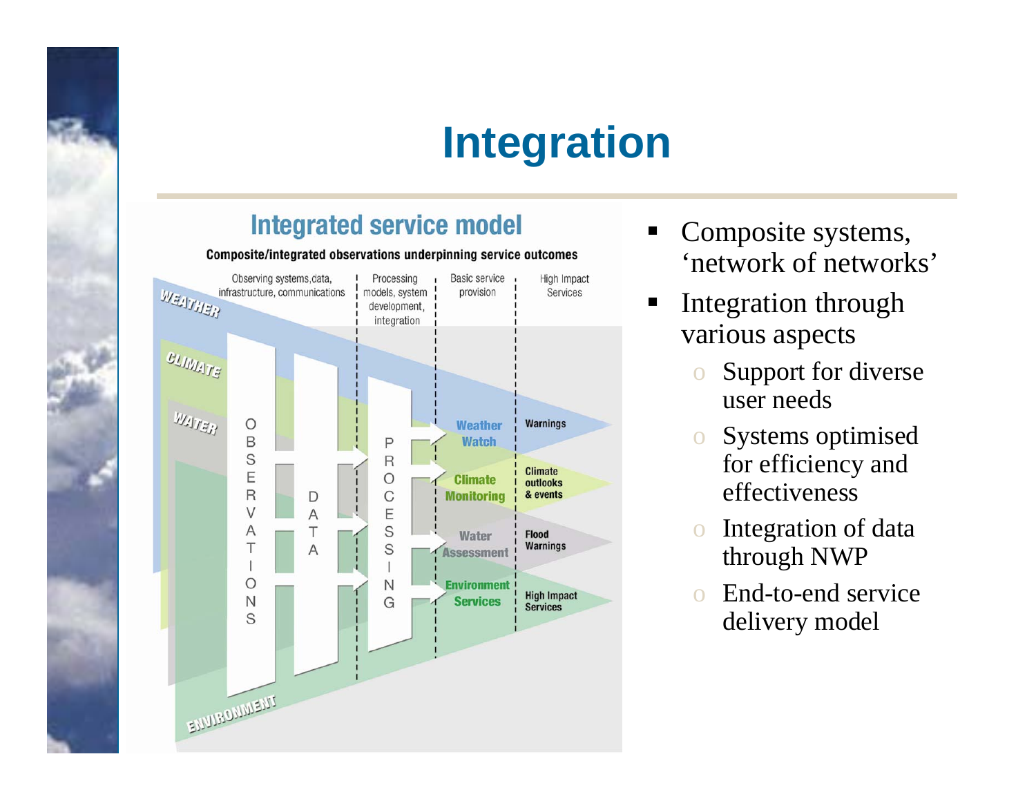# Integration

## Integrated service model

**Composite/integrated observations underpinning service outcomes**

| Observing systems, data, infrastructure, communications | Processing models, system development, integration | Basic service provision | High Impact Services |
|---|---|---|---|
| WEATHER | | Weather Watch | Warnings |
| CLIMATE | | Climate Monitoring | Climate outlooks & events |
| WATER | | Water Assessment | Flood Warnings |
| ENVIRONMENT | | Environment Services | High Impact Services |

OBSERVATIONS → DATA → PROCESSING

- Composite systems, 'network of networks'
- Integration through various aspects
  - Support for diverse user needs
  - Systems optimised for efficiency and effectiveness
  - Integration of data through NWP
  - End-to-end service delivery model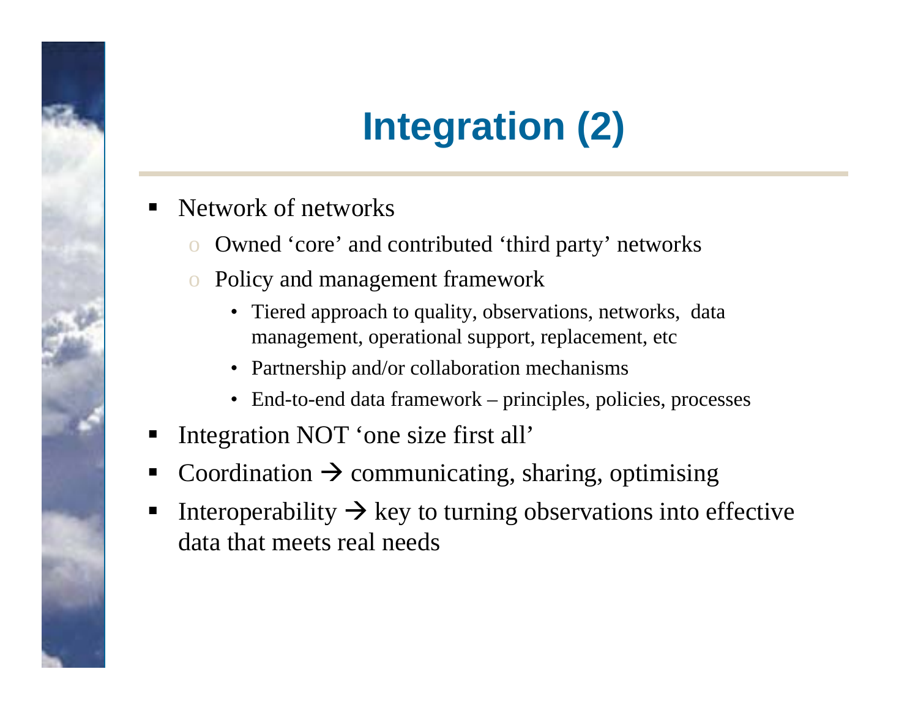# Integration (2)

- Network of networks
  - Owned 'core' and contributed 'third party' networks
  - Policy and management framework
    - Tiered approach to quality, observations, networks, data management, operational support, replacement, etc
    - Partnership and/or collaboration mechanisms
    - End-to-end data framework – principles, policies, processes
- Integration NOT 'one size first all'
- Coordination → communicating, sharing, optimising
- Interoperability → key to turning observations into effective data that meets real needs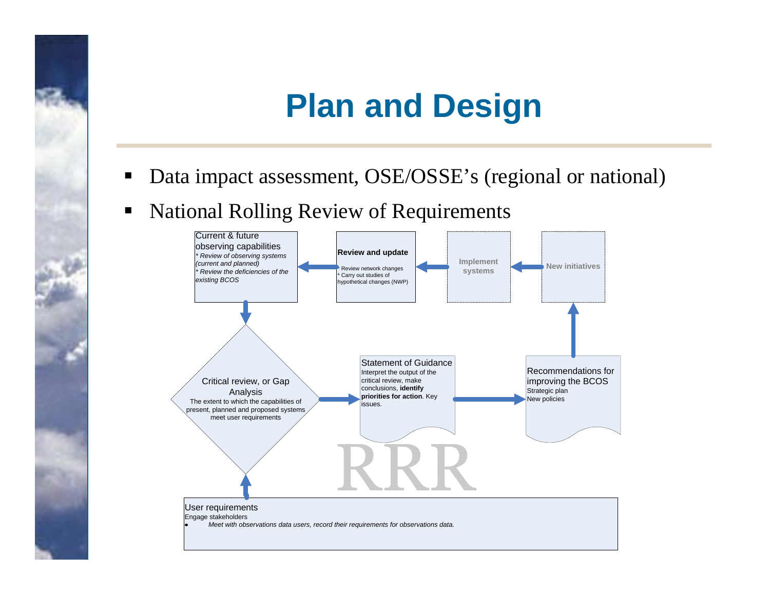# Plan and Design

- Data impact assessment, OSE/OSSE’s (regional or national)
- National Rolling Review of Requirements

**Current & future observing capabilities**
*\* Review of observing systems (current and planned)*
*\* Review the deficiencies of the existing BCOS*

**Review and update**
\* Review network changes
\* Carry out studies of hypothetical changes (NWP)

**Implement systems**

**New initiatives**

**Critical review, or Gap Analysis**
The extent to which the capabilities of present, planned and proposed systems meet user requirements

**Statement of Guidance**
Interpret the output of the critical review, make conclusions, **identify priorities for action**. Key issues.

**Recommendations for improving the BCOS**
Strategic plan
New policies

RRR

**User requirements**
Engage stakeholders

- *Meet with observations data users, record their requirements for observations data.*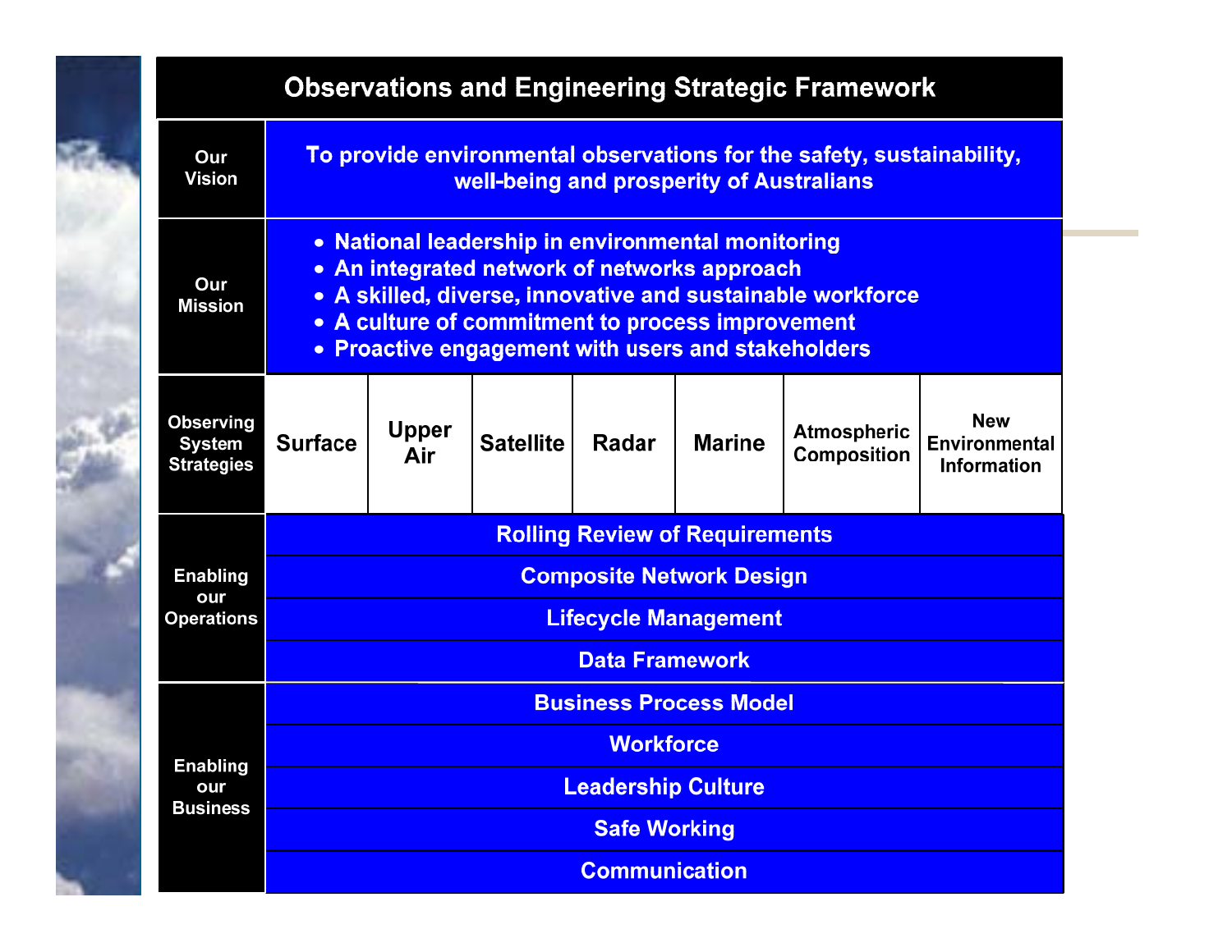# Observations and Engineering Strategic Framework

| | | | | | | | |
|---|---|---|---|---|---|---|---|
| **Our Vision** | **To provide environmental observations for the safety, sustainability, well-being and prosperity of Australians** | | | | | | |
| **Our Mission** | • **National leadership in environmental monitoring**<br>• **An integrated network of networks approach**<br>• **A skilled, diverse, innovative and sustainable workforce**<br>• **A culture of commitment to process improvement**<br>• **Proactive engagement with users and stakeholders** | | | | | | |
| **Observing System Strategies** | **Surface** | **Upper Air** | **Satellite** | **Radar** | **Marine** | **Atmospheric Composition** | **New Environmental Information** |
| **Enabling our Operations** | **Rolling Review of Requirements** | | | | | | |
| | **Composite Network Design** | | | | | | |
| | **Lifecycle Management** | | | | | | |
| | **Data Framework** | | | | | | |
| **Enabling our Business** | **Business Process Model** | | | | | | |
| | **Workforce** | | | | | | |
| | **Leadership Culture** | | | | | | |
| | **Safe Working** | | | | | | |
| | **Communication** | | | | | | |